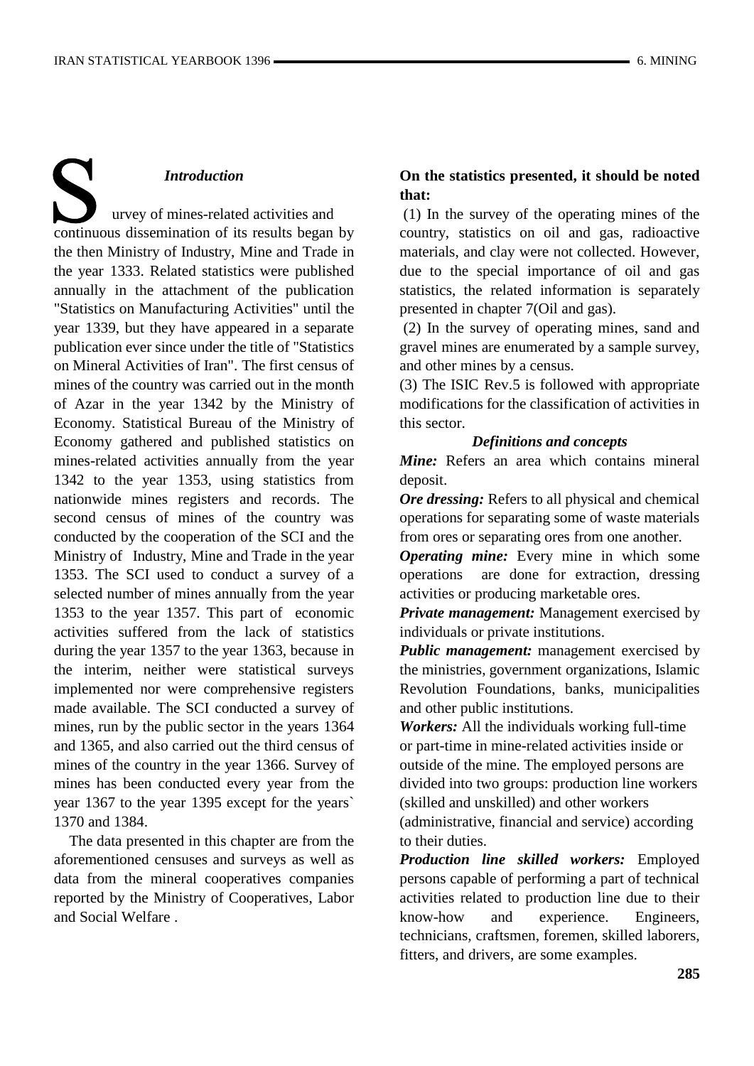### *Introduction*

Survey of mines-related activities and continuous dissemination of its results began by the then Ministry of Industry, Mine and Trade in the year 1333. Related statistics were published annually in the attachment of the publication "Statistics on Manufacturing Activities" until the year 1339, but they have appeared in a separate publication ever since under the title of "Statistics on Mineral Activities of Iran". The first census of mines of the country was carried out in the month of Azar in the year 1342 by the Ministry of Economy. Statistical Bureau of the Ministry of Economy gathered and published statistics on mines-related activities annually from the year 1342 to the year 1353, using statistics from nationwide mines registers and records. The second census of mines of the country was conducted by the cooperation of the SCI and the Ministry of Industry, Mine and Trade in the year 1353. The SCI used to conduct a survey of a selected number of mines annually from the year 1353 to the year 1357. This part of economic activities suffered from the lack of statistics during the year 1357 to the year 1363, because in the interim, neither were statistical surveys implemented nor were comprehensive registers made available. The SCI conducted a survey of mines, run by the public sector in the years 1364 and 1365, and also carried out the third census of mines of the country in the year 1366. Survey of mines has been conducted every year from the year 1367 to the year 1395 except for the years` 1370 and 1384.

The data presented in this chapter are from the aforementioned censuses and surveys as well as data from the mineral cooperatives companies reported by the Ministry of Cooperatives, Labor and Social Welfare .

**On the statistics presented, it should be noted that:**

(1) In the survey of the operating mines of the country, statistics on oil and gas, radioactive materials, and clay were not collected. However, due to the special importance of oil and gas statistics, the related information is separately presented in chapter 7(Oil and gas).

(2) In the survey of operating mines, sand and gravel mines are enumerated by a sample survey, and other mines by a census.

(3) The ISIC Rev.5 is followed with appropriate modifications for the classification of activities in this sector.

### *Definitions and concepts*

***Mine:*** Refers an area which contains mineral deposit.

***Ore dressing:*** Refers to all physical and chemical operations for separating some of waste materials from ores or separating ores from one another.

***Operating mine:*** Every mine in which some operations are done for extraction, dressing activities or producing marketable ores.

***Private management:*** Management exercised by individuals or private institutions.

***Public management:*** management exercised by the ministries, government organizations, Islamic Revolution Foundations, banks, municipalities and other public institutions.

***Workers:*** All the individuals working full-time or part-time in mine-related activities inside or outside of the mine. The employed persons are divided into two groups: production line workers (skilled and unskilled) and other workers (administrative, financial and service) according to their duties.

***Production line skilled workers:*** Employed persons capable of performing a part of technical activities related to production line due to their know-how and experience. Engineers, technicians, craftsmen, foremen, skilled laborers, fitters, and drivers, are some examples.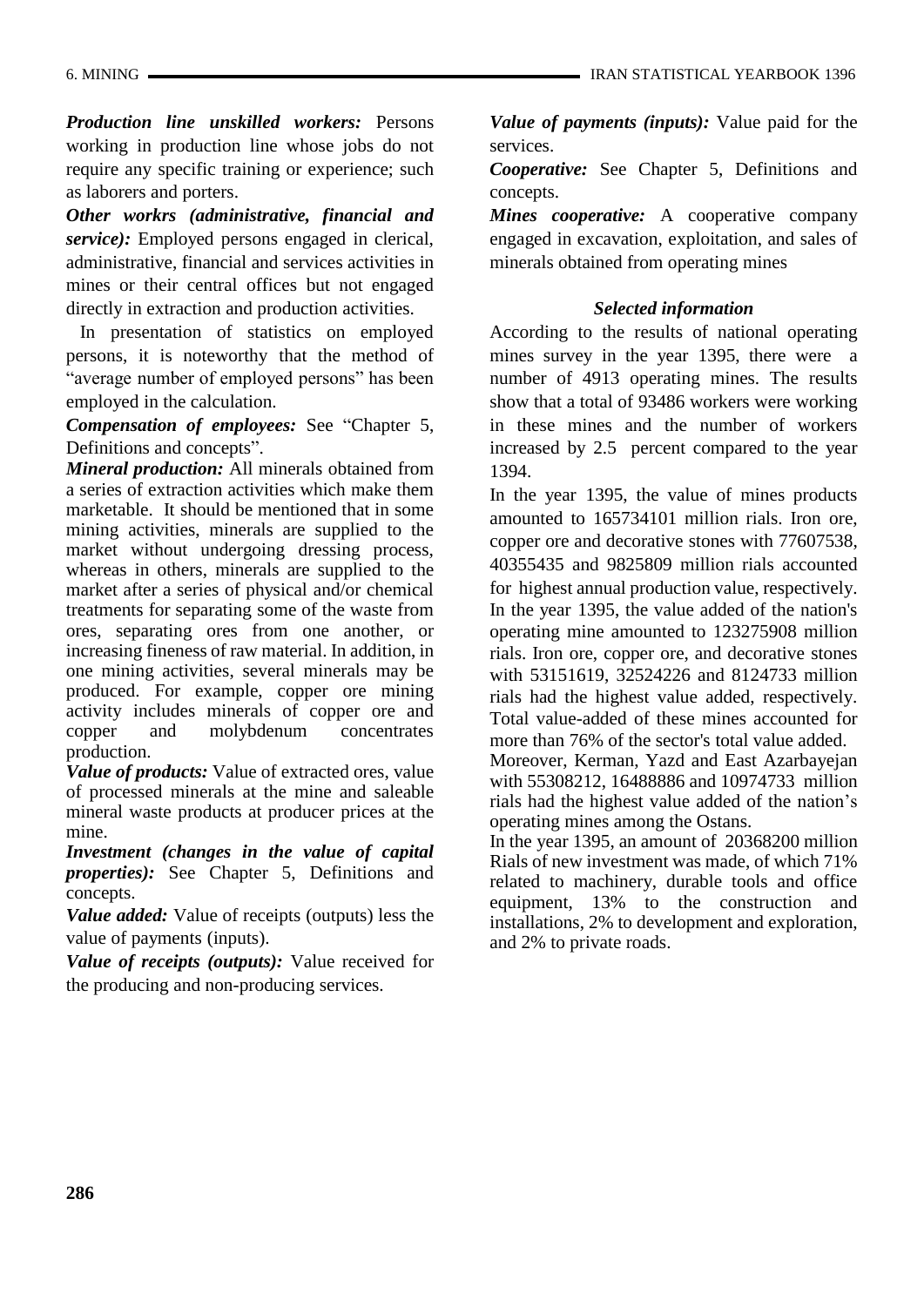***Production line unskilled workers:*** Persons working in production line whose jobs do not require any specific training or experience; such as laborers and porters.

***Other workrs (administrative, financial and service):*** Employed persons engaged in clerical, administrative, financial and services activities in mines or their central offices but not engaged directly in extraction and production activities.

In presentation of statistics on employed persons, it is noteworthy that the method of "average number of employed persons" has been employed in the calculation.

***Compensation of employees:*** See "Chapter 5, Definitions and concepts".

***Mineral production:*** All minerals obtained from a series of extraction activities which make them marketable. It should be mentioned that in some mining activities, minerals are supplied to the market without undergoing dressing process, whereas in others, minerals are supplied to the market after a series of physical and/or chemical treatments for separating some of the waste from ores, separating ores from one another, or increasing fineness of raw material. In addition, in one mining activities, several minerals may be produced. For example, copper ore mining activity includes minerals of copper ore and copper and molybdenum concentrates production.

***Value of products:*** Value of extracted ores, value of processed minerals at the mine and saleable mineral waste products at producer prices at the mine.

***Investment (changes in the value of capital properties):*** See Chapter 5, Definitions and concepts.

***Value added:*** Value of receipts (outputs) less the value of payments (inputs).

***Value of receipts (outputs):*** Value received for the producing and non-producing services.

***Value of payments (inputs):*** Value paid for the services.

***Cooperative:*** See Chapter 5, Definitions and concepts.

***Mines cooperative:*** A cooperative company engaged in excavation, exploitation, and sales of minerals obtained from operating mines

### *Selected information*

According to the results of national operating mines survey in the year 1395, there were a number of 4913 operating mines. The results show that a total of 93486 workers were working in these mines and the number of workers increased by 2.5 percent compared to the year 1394.

In the year 1395, the value of mines products amounted to 165734101 million rials. Iron ore, copper ore and decorative stones with 77607538, 40355435 and 9825809 million rials accounted for highest annual production value, respectively. In the year 1395, the value added of the nation's operating mine amounted to 123275908 million rials. Iron ore, copper ore, and decorative stones with 53151619, 32524226 and 8124733 million rials had the highest value added, respectively. Total value-added of these mines accounted for more than 76% of the sector's total value added.

Moreover, Kerman, Yazd and East Azarbayejan with 55308212, 16488886 and 10974733 million rials had the highest value added of the nation's operating mines among the Ostans.

In the year 1395, an amount of 20368200 million Rials of new investment was made, of which 71% related to machinery, durable tools and office equipment, 13% to the construction and installations, 2% to development and exploration, and 2% to private roads.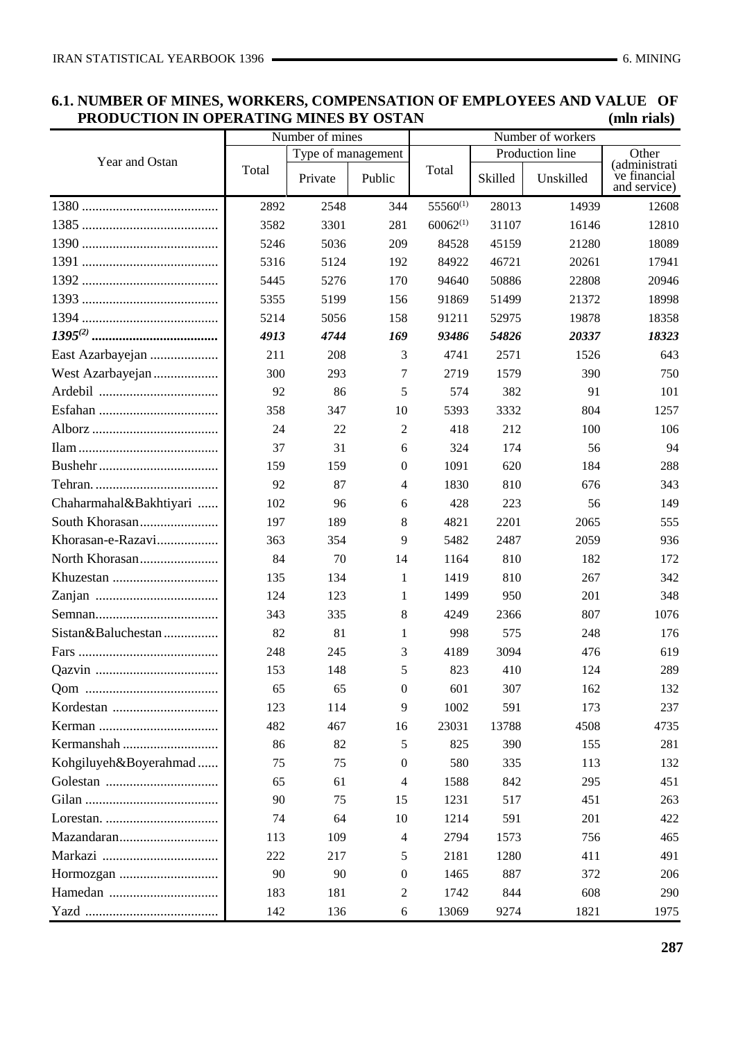## 6.1. NUMBER OF MINES, WORKERS, COMPENSATION OF EMPLOYEES AND VALUE OF PRODUCTION IN OPERATING MINES BY OSTAN (mln rials)

| Year and Ostan | Number of mines | | | Number of workers | | | |
|---|---|---|---|---|---|---|---|
| | Total | Type of management | | Total | Production line | | Other (administrative financial and service) |
| | | Private | Public | | Skilled | Unskilled | |
| 1380 | 2892 | 2548 | 344 | 55560[(1)] | 28013 | 14939 | 12608 |
| 1385 | 3582 | 3301 | 281 | 60062[(1)] | 31107 | 16146 | 12810 |
| 1390 | 5246 | 5036 | 209 | 84528 | 45159 | 21280 | 18089 |
| 1391 | 5316 | 5124 | 192 | 84922 | 46721 | 20261 | 17941 |
| 1392 | 5445 | 5276 | 170 | 94640 | 50886 | 22808 | 20946 |
| 1393 | 5355 | 5199 | 156 | 91869 | 51499 | 21372 | 18998 |
| 1394 | 5214 | 5056 | 158 | 91211 | 52975 | 19878 | 18358 |
| ***1395[(2)]*** | ***4913*** | ***4744*** | ***169*** | ***93486*** | ***54826*** | ***20337*** | ***18323*** |
| East Azarbayejan | 211 | 208 | 3 | 4741 | 2571 | 1526 | 643 |
| West Azarbayejan | 300 | 293 | 7 | 2719 | 1579 | 390 | 750 |
| Ardebil | 92 | 86 | 5 | 574 | 382 | 91 | 101 |
| Esfahan | 358 | 347 | 10 | 5393 | 3332 | 804 | 1257 |
| Alborz | 24 | 22 | 2 | 418 | 212 | 100 | 106 |
| Ilam | 37 | 31 | 6 | 324 | 174 | 56 | 94 |
| Bushehr | 159 | 159 | 0 | 1091 | 620 | 184 | 288 |
| Tehran. | 92 | 87 | 4 | 1830 | 810 | 676 | 343 |
| Chaharmahal&Bakhtiyari | 102 | 96 | 6 | 428 | 223 | 56 | 149 |
| South Khorasan | 197 | 189 | 8 | 4821 | 2201 | 2065 | 555 |
| Khorasan-e-Razavi | 363 | 354 | 9 | 5482 | 2487 | 2059 | 936 |
| North Khorasan | 84 | 70 | 14 | 1164 | 810 | 182 | 172 |
| Khuzestan | 135 | 134 | 1 | 1419 | 810 | 267 | 342 |
| Zanjan | 124 | 123 | 1 | 1499 | 950 | 201 | 348 |
| Semnan | 343 | 335 | 8 | 4249 | 2366 | 807 | 1076 |
| Sistan&Baluchestan | 82 | 81 | 1 | 998 | 575 | 248 | 176 |
| Fars | 248 | 245 | 3 | 4189 | 3094 | 476 | 619 |
| Qazvin | 153 | 148 | 5 | 823 | 410 | 124 | 289 |
| Qom | 65 | 65 | 0 | 601 | 307 | 162 | 132 |
| Kordestan | 123 | 114 | 9 | 1002 | 591 | 173 | 237 |
| Kerman | 482 | 467 | 16 | 23031 | 13788 | 4508 | 4735 |
| Kermanshah | 86 | 82 | 5 | 825 | 390 | 155 | 281 |
| Kohgiluyeh&Boyerahmad | 75 | 75 | 0 | 580 | 335 | 113 | 132 |
| Golestan | 65 | 61 | 4 | 1588 | 842 | 295 | 451 |
| Gilan | 90 | 75 | 15 | 1231 | 517 | 451 | 263 |
| Lorestan. | 74 | 64 | 10 | 1214 | 591 | 201 | 422 |
| Mazandaran | 113 | 109 | 4 | 2794 | 1573 | 756 | 465 |
| Markazi | 222 | 217 | 5 | 2181 | 1280 | 411 | 491 |
| Hormozgan | 90 | 90 | 0 | 1465 | 887 | 372 | 206 |
| Hamedan | 183 | 181 | 2 | 1742 | 844 | 608 | 290 |
| Yazd | 142 | 136 | 6 | 13069 | 9274 | 1821 | 1975 |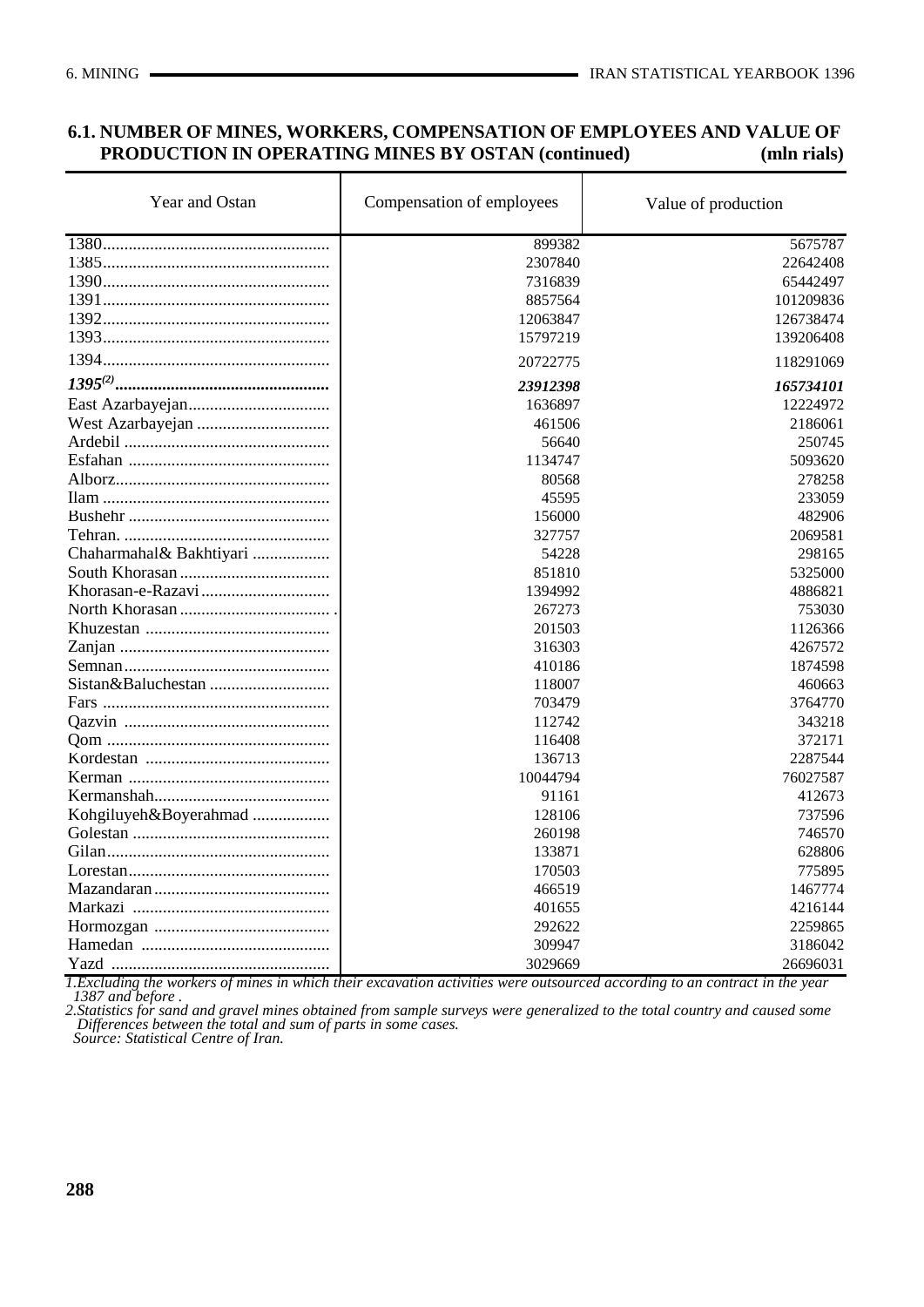## 6.1. NUMBER OF MINES, WORKERS, COMPENSATION OF EMPLOYEES AND VALUE OF PRODUCTION IN OPERATING MINES BY OSTAN (continued) (mln rials)

| Year and Ostan | Compensation of employees | Value of production |
|---|---|---|
| 1380 | 899382 | 5675787 |
| 1385 | 2307840 | 22642408 |
| 1390 | 7316839 | 65442497 |
| 1391 | 8857564 | 101209836 |
| 1392 | 12063847 | 126738474 |
| 1393 | 15797219 | 139206408 |
| 1394 | 20722775 | 118291069 |
| ***1395[2]*** | ***23912398*** | ***165734101*** |
| East Azarbayejan | 1636897 | 12224972 |
| West Azarbayejan | 461506 | 2186061 |
| Ardebil | 56640 | 250745 |
| Esfahan | 1134747 | 5093620 |
| Alborz | 80568 | 278258 |
| Ilam | 45595 | 233059 |
| Bushehr | 156000 | 482906 |
| Tehran. | 327757 | 2069581 |
| Chaharmahal& Bakhtiyari | 54228 | 298165 |
| South Khorasan | 851810 | 5325000 |
| Khorasan-e-Razavi | 1394992 | 4886821 |
| North Khorasan | 267273 | 753030 |
| Khuzestan | 201503 | 1126366 |
| Zanjan | 316303 | 4267572 |
| Semnan | 410186 | 1874598 |
| Sistan&Baluchestan | 118007 | 460663 |
| Fars | 703479 | 3764770 |
| Qazvin | 112742 | 343218 |
| Qom | 116408 | 372171 |
| Kordestan | 136713 | 2287544 |
| Kerman | 10044794 | 76027587 |
| Kermanshah | 91161 | 412673 |
| Kohgiluyeh&Boyerahmad | 128106 | 737596 |
| Golestan | 260198 | 746570 |
| Gilan | 133871 | 628806 |
| Lorestan | 170503 | 775895 |
| Mazandaran | 466519 | 1467774 |
| Markazi | 401655 | 4216144 |
| Hormozgan | 292622 | 2259865 |
| Hamedan | 309947 | 3186042 |
| Yazd | 3029669 | 26696031 |

*1.Excluding the workers of mines in which their excavation activities were outsourced according to an contract in the year 1387 and before .*

*2.Statistics for sand and gravel mines obtained from sample surveys were generalized to the total country and caused some Differences between the total and sum of parts in some cases.*

*Source: Statistical Centre of Iran.*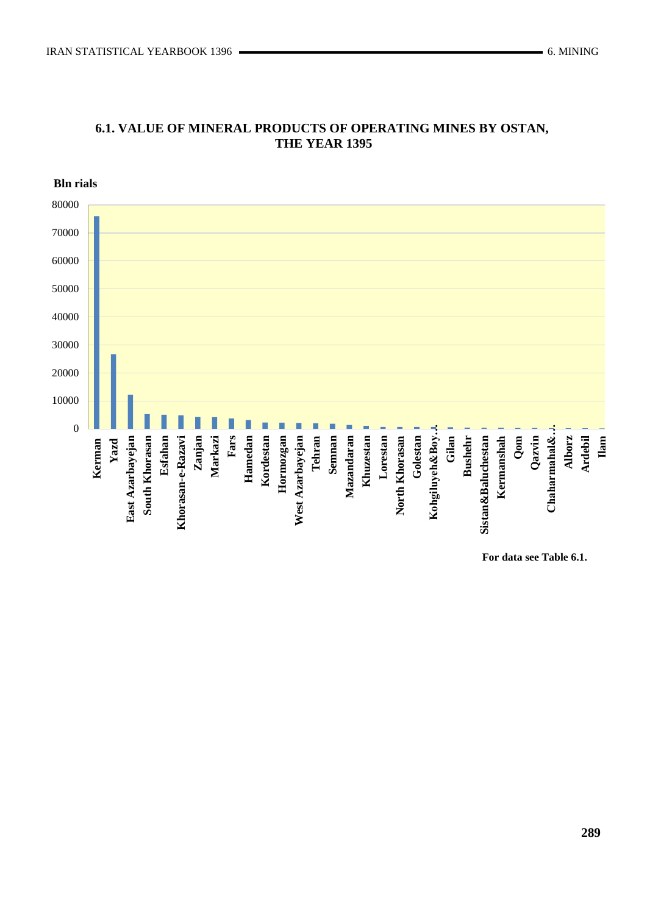## 6.1. VALUE OF MINERAL PRODUCTS OF OPERATING MINES BY OSTAN, THE YEAR 1395

**Bln rials**

For data see Table 6.1.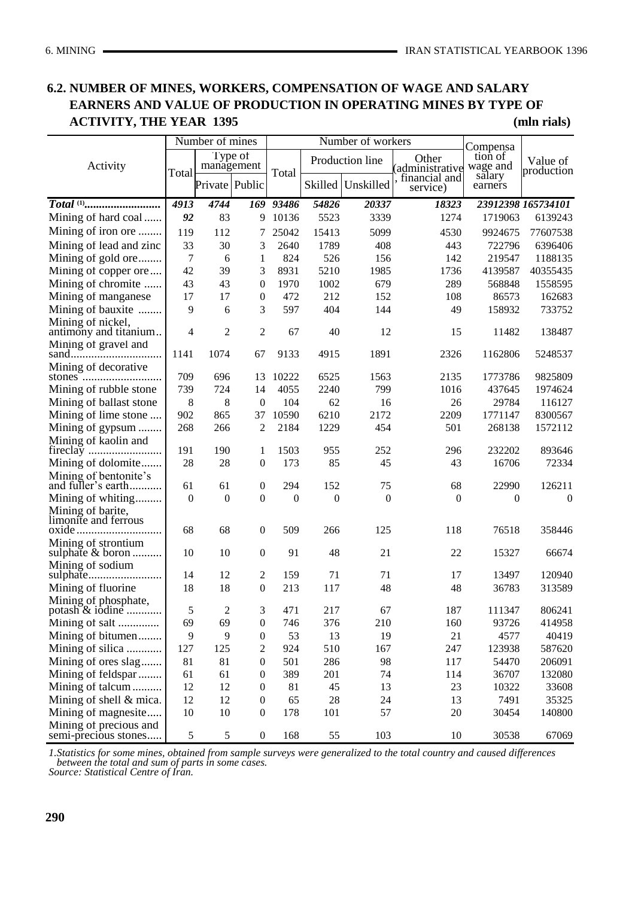## 6.2. NUMBER OF MINES, WORKERS, COMPENSATION OF WAGE AND SALARY EARNERS AND VALUE OF PRODUCTION IN OPERATING MINES BY TYPE OF ACTIVITY, THE YEAR 1395

(mln rials)

| Activity | Number of mines | | | Number of workers | | | | Compensation of wage and salary earners | Value of production |
|---|---|---|---|---|---|---|---|---|---|
| | Total | Type of management | | Total | Production line | | Other (administrative, financial and service) | | |
| | | Private | Public | | Skilled | Unskilled | | | |
| ***Total*** [(1)] | ***4913*** | ***4744*** | ***169*** | ***93486*** | ***54826*** | ***20337*** | ***18323*** | ***23912398*** | ***165734101*** |
| Mining of hard coal | 92 | 83 | 9 | 10136 | 5523 | 3339 | 1274 | 1719063 | 6139243 |
| Mining of iron ore | 119 | 112 | 7 | 25042 | 15413 | 5099 | 4530 | 9924675 | 77607538 |
| Mining of lead and zinc | 33 | 30 | 3 | 2640 | 1789 | 408 | 443 | 722796 | 6396406 |
| Mining of gold ore | 7 | 6 | 1 | 824 | 526 | 156 | 142 | 219547 | 1188135 |
| Mining of copper ore | 42 | 39 | 3 | 8931 | 5210 | 1985 | 1736 | 4139587 | 40355435 |
| Mining of chromite | 43 | 43 | 0 | 1970 | 1002 | 679 | 289 | 568848 | 1558595 |
| Mining of manganese | 17 | 17 | 0 | 472 | 212 | 152 | 108 | 86573 | 162683 |
| Mining of bauxite | 9 | 6 | 3 | 597 | 404 | 144 | 49 | 158932 | 733752 |
| Mining of nickel, antimony and titanium | 4 | 2 | 2 | 67 | 40 | 12 | 15 | 11482 | 138487 |
| Mining of gravel and sand | 1141 | 1074 | 67 | 9133 | 4915 | 1891 | 2326 | 1162806 | 5248537 |
| Mining of decorative stones | 709 | 696 | 13 | 10222 | 6525 | 1563 | 2135 | 1773786 | 9825809 |
| Mining of rubble stone | 739 | 724 | 14 | 4055 | 2240 | 799 | 1016 | 437645 | 1974624 |
| Mining of ballast stone | 8 | 8 | 0 | 104 | 62 | 16 | 26 | 29784 | 116127 |
| Mining of lime stone | 902 | 865 | 37 | 10590 | 6210 | 2172 | 2209 | 1771147 | 8300567 |
| Mining of gypsum | 268 | 266 | 2 | 2184 | 1229 | 454 | 501 | 268138 | 1572112 |
| Mining of kaolin and fireclay | 191 | 190 | 1 | 1503 | 955 | 252 | 296 | 232202 | 893646 |
| Mining of dolomite | 28 | 28 | 0 | 173 | 85 | 45 | 43 | 16706 | 72334 |
| Mining of bentonite's and fuller's earth | 61 | 61 | 0 | 294 | 152 | 75 | 68 | 22990 | 126211 |
| Mining of whiting | 0 | 0 | 0 | 0 | 0 | 0 | 0 | 0 | 0 |
| Mining of barite, limonite and ferrous oxide | 68 | 68 | 0 | 509 | 266 | 125 | 118 | 76518 | 358446 |
| Mining of strontium sulphate & boron | 10 | 10 | 0 | 91 | 48 | 21 | 22 | 15327 | 66674 |
| Mining of sodium sulphate | 14 | 12 | 2 | 159 | 71 | 71 | 17 | 13497 | 120940 |
| Mining of fluorine | 18 | 18 | 0 | 213 | 117 | 48 | 48 | 36783 | 313589 |
| Mining of phosphate, potash & iodine | 5 | 2 | 3 | 471 | 217 | 67 | 187 | 111347 | 806241 |
| Mining of salt | 69 | 69 | 0 | 746 | 376 | 210 | 160 | 93726 | 414958 |
| Mining of bitumen | 9 | 9 | 0 | 53 | 13 | 19 | 21 | 4577 | 40419 |
| Mining of silica | 127 | 125 | 2 | 924 | 510 | 167 | 247 | 123938 | 587620 |
| Mining of ores slag | 81 | 81 | 0 | 501 | 286 | 98 | 117 | 54470 | 206091 |
| Mining of feldspar | 61 | 61 | 0 | 389 | 201 | 74 | 114 | 36707 | 132080 |
| Mining of talcum | 12 | 12 | 0 | 81 | 45 | 13 | 23 | 10322 | 33608 |
| Mining of shell & mica. | 12 | 12 | 0 | 65 | 28 | 24 | 13 | 7491 | 35325 |
| Mining of magnesite | 10 | 10 | 0 | 178 | 101 | 57 | 20 | 30454 | 140800 |
| Mining of precious and semi-precious stones | 5 | 5 | 0 | 168 | 55 | 103 | 10 | 30538 | 67069 |

*1.Statistics for some mines, obtained from sample surveys were generalized to the total country and caused differences between the total and sum of parts in some cases.*
*Source: Statistical Centre of Iran.*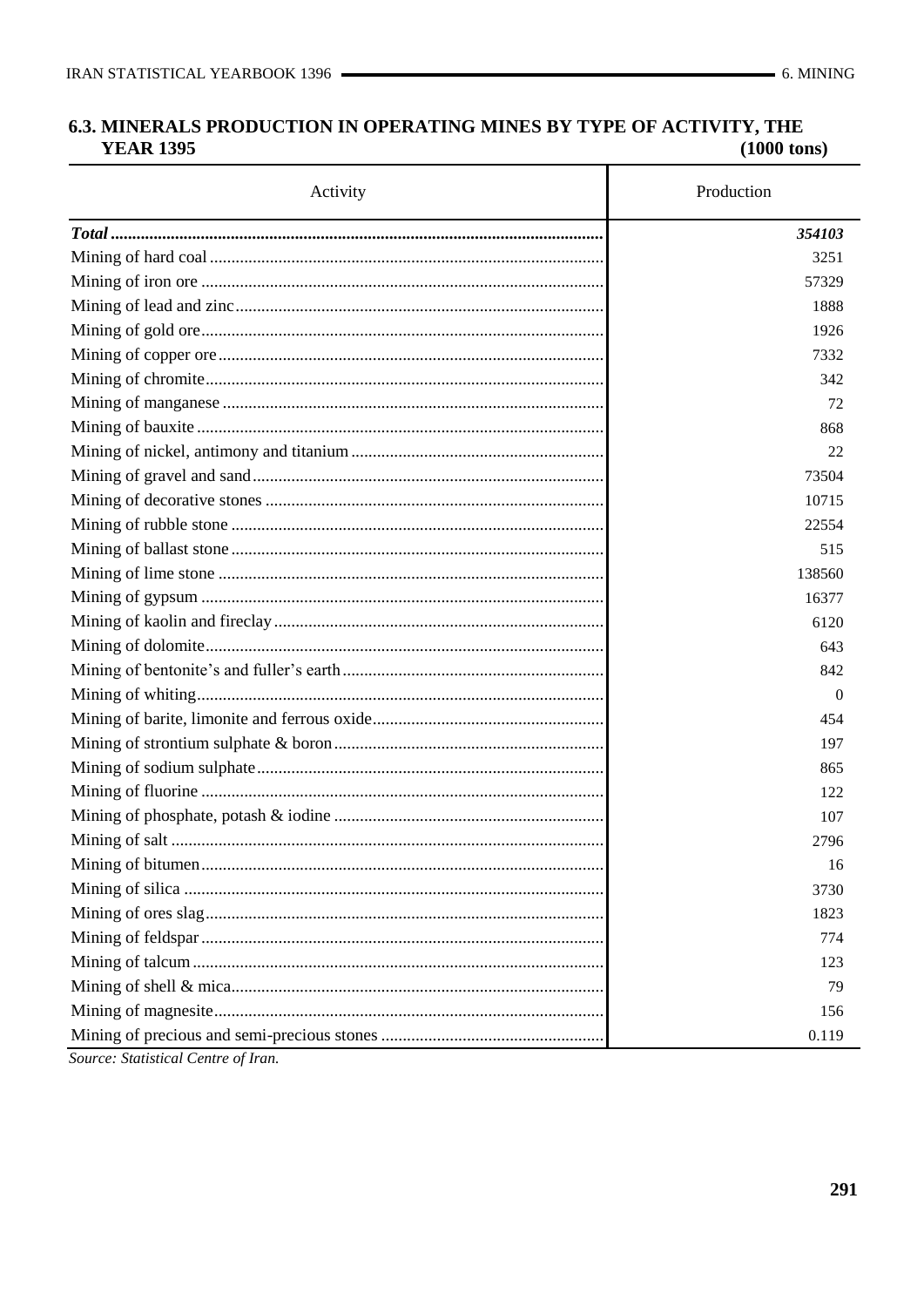## 6.3. MINERALS PRODUCTION IN OPERATING MINES BY TYPE OF ACTIVITY, THE YEAR 1395

(1000 tons)

| Activity | Production |
|---|---|
| ***Total*** | ***354103*** |
| Mining of hard coal | 3251 |
| Mining of iron ore | 57329 |
| Mining of lead and zinc | 1888 |
| Mining of gold ore | 1926 |
| Mining of copper ore | 7332 |
| Mining of chromite | 342 |
| Mining of manganese | 72 |
| Mining of bauxite | 868 |
| Mining of nickel, antimony and titanium | 22 |
| Mining of gravel and sand | 73504 |
| Mining of decorative stones | 10715 |
| Mining of rubble stone | 22554 |
| Mining of ballast stone | 515 |
| Mining of lime stone | 138560 |
| Mining of gypsum | 16377 |
| Mining of kaolin and fireclay | 6120 |
| Mining of dolomite | 643 |
| Mining of bentonite's and fuller's earth | 842 |
| Mining of whiting | 0 |
| Mining of barite, limonite and ferrous oxide | 454 |
| Mining of strontium sulphate & boron | 197 |
| Mining of sodium sulphate | 865 |
| Mining of fluorine | 122 |
| Mining of phosphate, potash & iodine | 107 |
| Mining of salt | 2796 |
| Mining of bitumen | 16 |
| Mining of silica | 3730 |
| Mining of ores slag | 1823 |
| Mining of feldspar | 774 |
| Mining of talcum | 123 |
| Mining of shell & mica | 79 |
| Mining of magnesite | 156 |
| Mining of precious and semi-precious stones | 0.119 |

*Source: Statistical Centre of Iran.*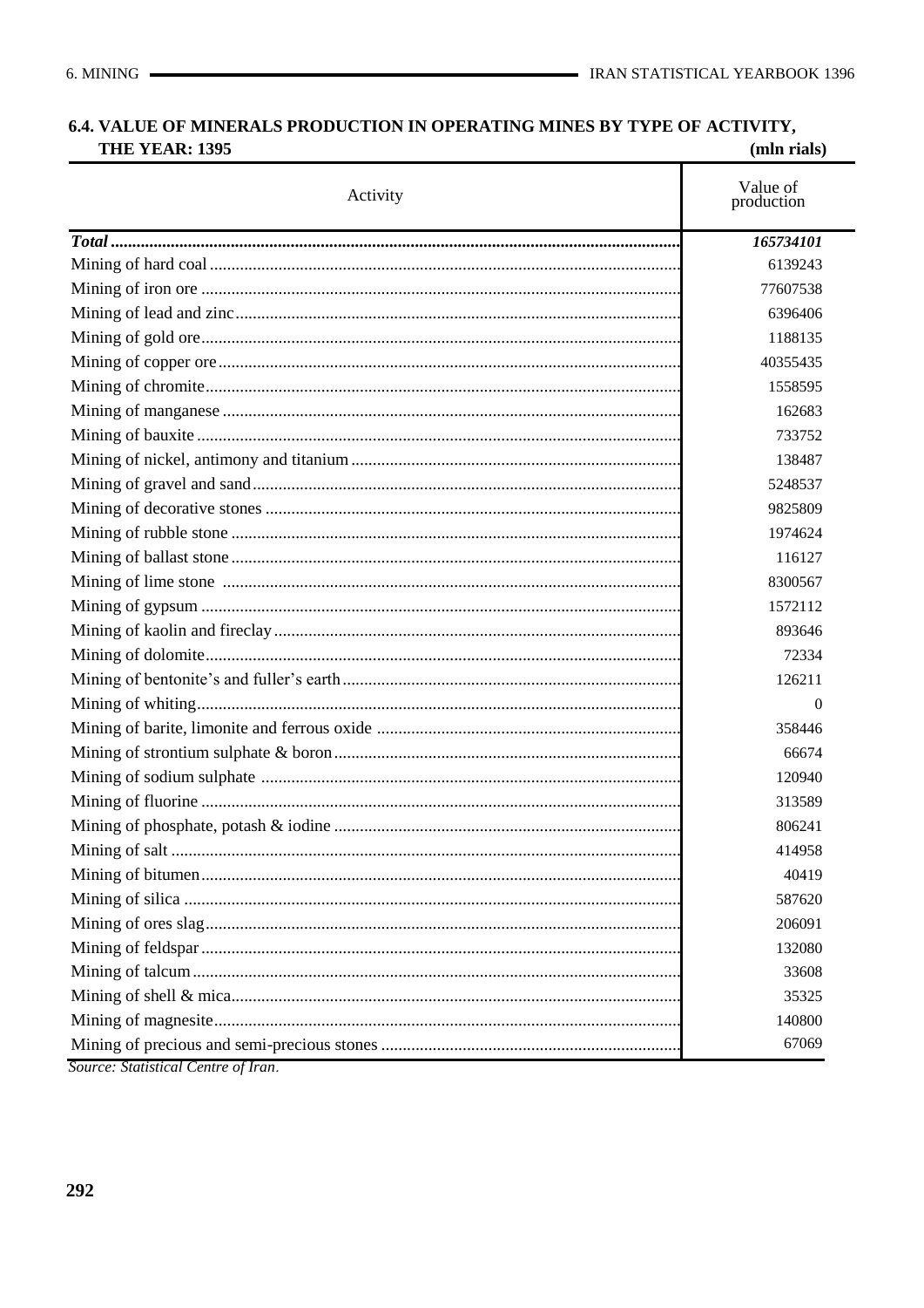## 6.4. VALUE OF MINERALS PRODUCTION IN OPERATING MINES BY TYPE OF ACTIVITY, THE YEAR: 1395

(mln rials)

| Activity | Value of production |
|---|---|
| ***Total*** | ***165734101*** |
| Mining of hard coal | 6139243 |
| Mining of iron ore | 77607538 |
| Mining of lead and zinc | 6396406 |
| Mining of gold ore | 1188135 |
| Mining of copper ore | 40355435 |
| Mining of chromite | 1558595 |
| Mining of manganese | 162683 |
| Mining of bauxite | 733752 |
| Mining of nickel, antimony and titanium | 138487 |
| Mining of gravel and sand | 5248537 |
| Mining of decorative stones | 9825809 |
| Mining of rubble stone | 1974624 |
| Mining of ballast stone | 116127 |
| Mining of lime stone | 8300567 |
| Mining of gypsum | 1572112 |
| Mining of kaolin and fireclay | 893646 |
| Mining of dolomite | 72334 |
| Mining of bentonite's and fuller's earth | 126211 |
| Mining of whiting | 0 |
| Mining of barite, limonite and ferrous oxide | 358446 |
| Mining of strontium sulphate & boron | 66674 |
| Mining of sodium sulphate | 120940 |
| Mining of fluorine | 313589 |
| Mining of phosphate, potash & iodine | 806241 |
| Mining of salt | 414958 |
| Mining of bitumen | 40419 |
| Mining of silica | 587620 |
| Mining of ores slag | 206091 |
| Mining of feldspar | 132080 |
| Mining of talcum | 33608 |
| Mining of shell & mica | 35325 |
| Mining of magnesite | 140800 |
| Mining of precious and semi-precious stones | 67069 |

*Source: Statistical Centre of Iran.*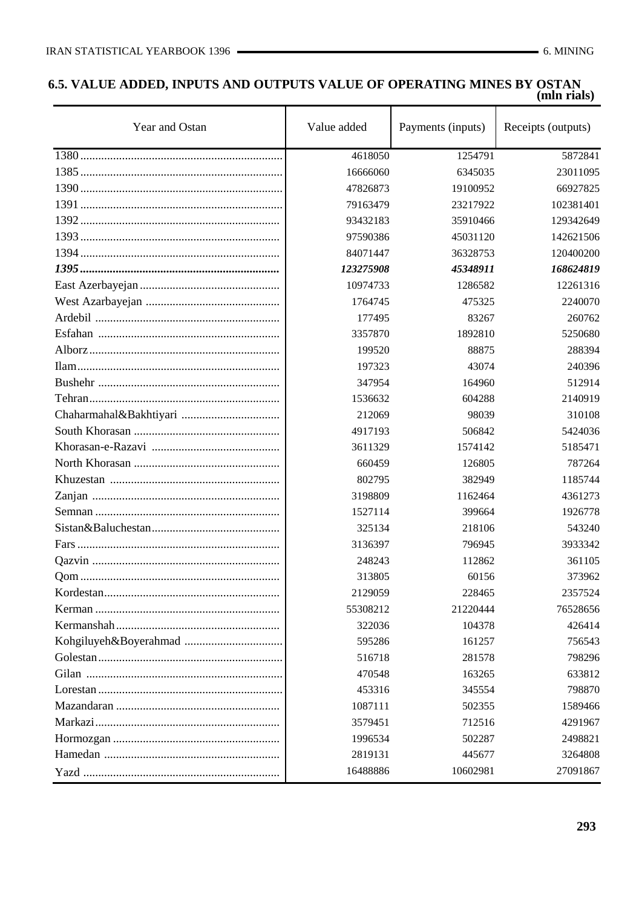## 6.5. VALUE ADDED, INPUTS AND OUTPUTS VALUE OF OPERATING MINES BY OSTAN

(mln rials)

| Year and Ostan | Value added | Payments (inputs) | Receipts (outputs) |
|---|---|---|---|
| 1380 | 4618050 | 1254791 | 5872841 |
| 1385 | 16666060 | 6345035 | 23011095 |
| 1390 | 47826873 | 19100952 | 66927825 |
| 1391 | 79163479 | 23217922 | 102381401 |
| 1392 | 93432183 | 35910466 | 129342649 |
| 1393 | 97590386 | 45031120 | 142621506 |
| 1394 | 84071447 | 36328753 | 120400200 |
| ***1395*** | ***123275908*** | ***45348911*** | ***168624819*** |
| East Azerbayejan | 10974733 | 1286582 | 12261316 |
| West Azarbayejan | 1764745 | 475325 | 2240070 |
| Ardebil | 177495 | 83267 | 260762 |
| Esfahan | 3357870 | 1892810 | 5250680 |
| Alborz | 199520 | 88875 | 288394 |
| Ilam | 197323 | 43074 | 240396 |
| Bushehr | 347954 | 164960 | 512914 |
| Tehran | 1536632 | 604288 | 2140919 |
| Chaharmahal&Bakhtiyari | 212069 | 98039 | 310108 |
| South Khorasan | 4917193 | 506842 | 5424036 |
| Khorasan-e-Razavi | 3611329 | 1574142 | 5185471 |
| North Khorasan | 660459 | 126805 | 787264 |
| Khuzestan | 802795 | 382949 | 1185744 |
| Zanjan | 3198809 | 1162464 | 4361273 |
| Semnan | 1527114 | 399664 | 1926778 |
| Sistan&Baluchestan | 325134 | 218106 | 543240 |
| Fars | 3136397 | 796945 | 3933342 |
| Qazvin | 248243 | 112862 | 361105 |
| Qom | 313805 | 60156 | 373962 |
| Kordestan | 2129059 | 228465 | 2357524 |
| Kerman | 55308212 | 21220444 | 76528656 |
| Kermanshah | 322036 | 104378 | 426414 |
| Kohgiluyeh&Boyerahmad | 595286 | 161257 | 756543 |
| Golestan | 516718 | 281578 | 798296 |
| Gilan | 470548 | 163265 | 633812 |
| Lorestan | 453316 | 345554 | 798870 |
| Mazandaran | 1087111 | 502355 | 1589466 |
| Markazi | 3579451 | 712516 | 4291967 |
| Hormozgan | 1996534 | 502287 | 2498821 |
| Hamedan | 2819131 | 445677 | 3264808 |
| Yazd | 16488886 | 10602981 | 27091867 |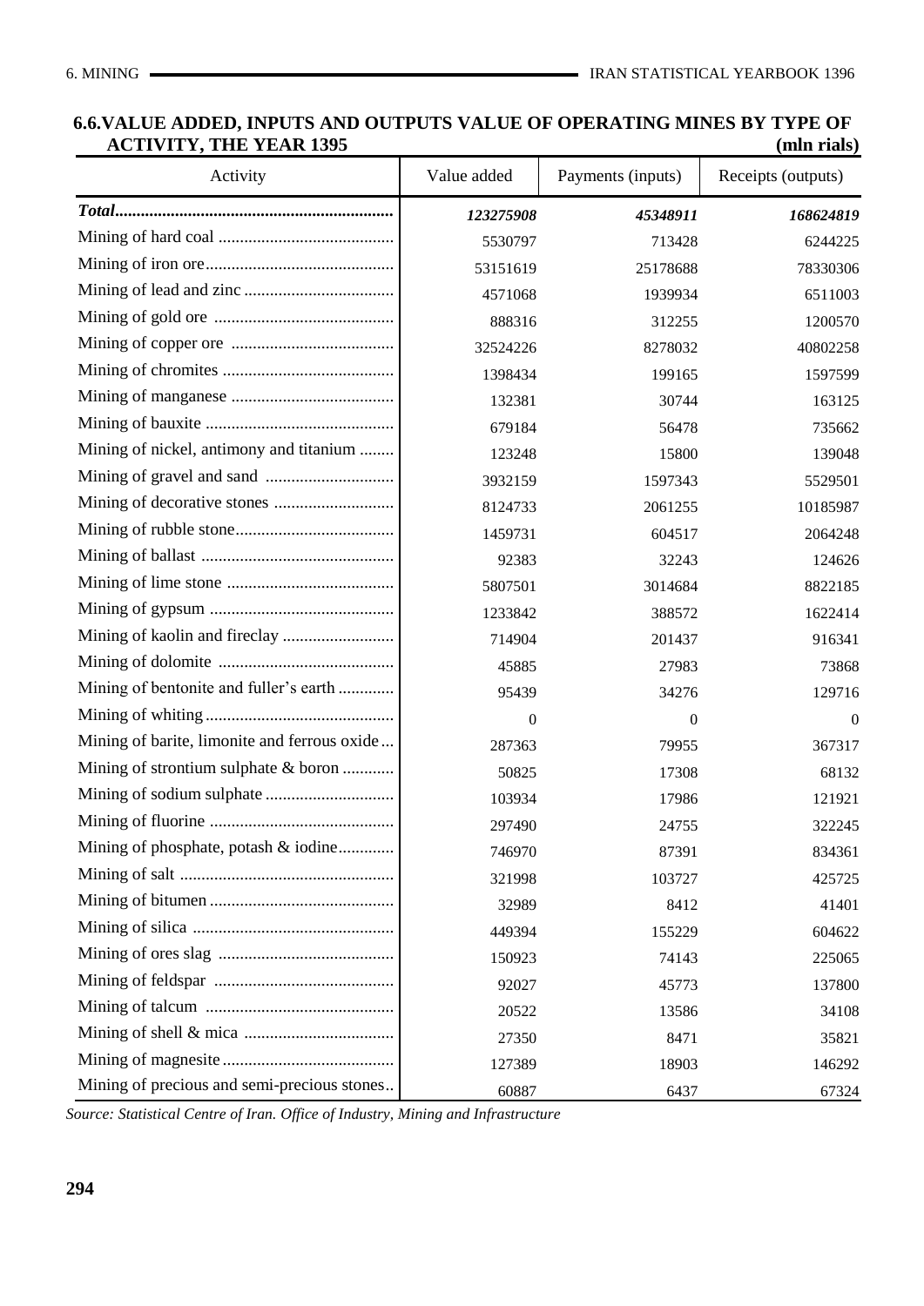## 6.6.VALUE ADDED, INPUTS AND OUTPUTS VALUE OF OPERATING MINES BY TYPE OF ACTIVITY, THE YEAR 1395

**(mln rials)**

| Activity | Value added | Payments (inputs) | Receipts (outputs) |
|---|---|---|---|
| ***Total*** | ***123275908*** | ***45348911*** | ***168624819*** |
| Mining of hard coal | 5530797 | 713428 | 6244225 |
| Mining of iron ore | 53151619 | 25178688 | 78330306 |
| Mining of lead and zinc | 4571068 | 1939934 | 6511003 |
| Mining of gold ore | 888316 | 312255 | 1200570 |
| Mining of copper ore | 32524226 | 8278032 | 40802258 |
| Mining of chromites | 1398434 | 199165 | 1597599 |
| Mining of manganese | 132381 | 30744 | 163125 |
| Mining of bauxite | 679184 | 56478 | 735662 |
| Mining of nickel, antimony and titanium | 123248 | 15800 | 139048 |
| Mining of gravel and sand | 3932159 | 1597343 | 5529501 |
| Mining of decorative stones | 8124733 | 2061255 | 10185987 |
| Mining of rubble stone | 1459731 | 604517 | 2064248 |
| Mining of ballast | 92383 | 32243 | 124626 |
| Mining of lime stone | 5807501 | 3014684 | 8822185 |
| Mining of gypsum | 1233842 | 388572 | 1622414 |
| Mining of kaolin and fireclay | 714904 | 201437 | 916341 |
| Mining of dolomite | 45885 | 27983 | 73868 |
| Mining of bentonite and fuller's earth | 95439 | 34276 | 129716 |
| Mining of whiting | 0 | 0 | 0 |
| Mining of barite, limonite and ferrous oxide | 287363 | 79955 | 367317 |
| Mining of strontium sulphate & boron | 50825 | 17308 | 68132 |
| Mining of sodium sulphate | 103934 | 17986 | 121921 |
| Mining of fluorine | 297490 | 24755 | 322245 |
| Mining of phosphate, potash & iodine | 746970 | 87391 | 834361 |
| Mining of salt | 321998 | 103727 | 425725 |
| Mining of bitumen | 32989 | 8412 | 41401 |
| Mining of silica | 449394 | 155229 | 604622 |
| Mining of ores slag | 150923 | 74143 | 225065 |
| Mining of feldspar | 92027 | 45773 | 137800 |
| Mining of talcum | 20522 | 13586 | 34108 |
| Mining of shell & mica | 27350 | 8471 | 35821 |
| Mining of magnesite | 127389 | 18903 | 146292 |
| Mining of precious and semi-precious stones | 60887 | 6437 | 67324 |

*Source: Statistical Centre of Iran. Office of Industry, Mining and Infrastructure*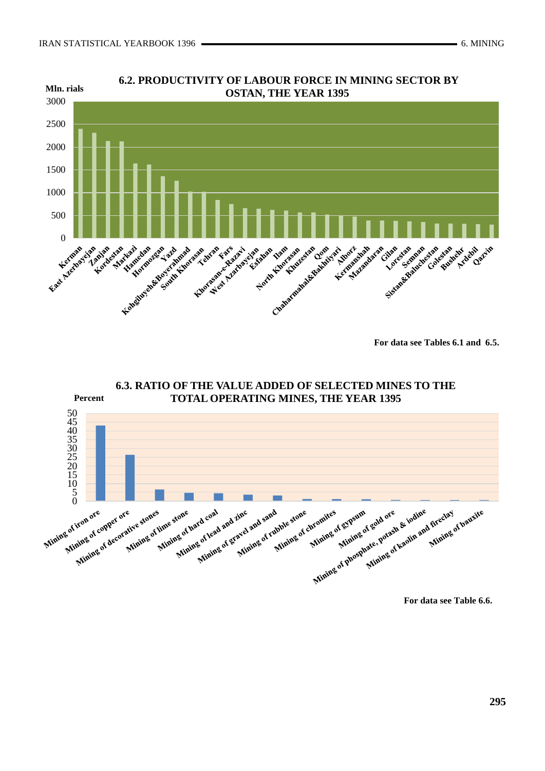## 6.2. PRODUCTIVITY OF LABOUR FORCE IN MINING SECTOR BY OSTAN, THE YEAR 1395

Mln. rials

3000
2500
2000
1500
1000
500
0

Kerman, East Azerbayejan, Zanjan, Kordestan, Markazi, Hamedan, Hormozgan, Yazd, Kohgiluyeh&Boyerahmad, South Khorasan, Tehran, Fars, Khorasan-e-Razavi, West Azarbayejan, Esfahan, Ilam, North Khorasan, Khuzestan, Qom, Chaharmahal&Bakhtiyari, Alborz, Kermanshah, Mazandaran, Gilan, Lorestan, Semnan, Sistan&Baluchestan, Golestan, Bushehr, Ardebil, Qazvin

**For data see Tables 6.1 and 6.5.**

## 6.3. RATIO OF THE VALUE ADDED OF SELECTED MINES TO THE TOTAL OPERATING MINES, THE YEAR 1395

Percent

50
45
40
35
30
25
20
15
10
5
0

Mining of iron ore, Mining of copper ore, Mining of decorative stones, Mining of lime stone, Mining of hard coal, Mining of lead and zinc, Mining of gravel and sand, Mining of rubble stone, Mining of chromites, Mining of gypsum, Mining of gold ore, Mining of phosphate, potash & iodine, Mining of kaolin and fireclay, Mining of bauxite

**For data see Table 6.6.**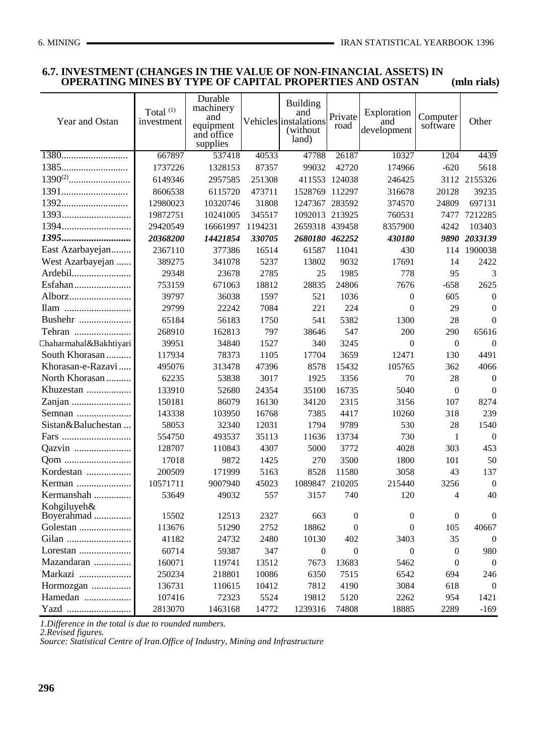## 6.7. INVESTMENT (CHANGES IN THE VALUE OF NON-FINANCIAL ASSETS) IN OPERATING MINES BY TYPE OF CAPITAL PROPERTIES AND OSTAN (mln rials)

| Year and Ostan | Total [1] investment | Durable machinery and equipment and office supplies | Vehicles | Building and instalations (without land) | Private road | Exploration and development | Computer software | Other |
|---|---|---|---|---|---|---|---|---|
| 1380 | 667897 | 537418 | 40533 | 47788 | 26187 | 10327 | 1204 | 4439 |
| 1385 | 1737226 | 1328153 | 87357 | 99032 | 42720 | 174966 | -620 | 5618 |
| 1390[2] | 6149346 | 2957585 | 251308 | 411553 | 124038 | 246425 | 3112 | 2155326 |
| 1391 | 8606538 | 6115720 | 473711 | 1528769 | 112297 | 316678 | 20128 | 39235 |
| 1392 | 12980023 | 10320746 | 31808 | 1247367 | 283592 | 374570 | 24809 | 697131 |
| 1393 | 19872751 | 10241005 | 345517 | 1092013 | 213925 | 760531 | 7477 | 7212285 |
| 1394 | 29420549 | 16661997 | 1194231 | 2659318 | 439458 | 8357900 | 4242 | 103403 |
| ***1395*** | ***20368200*** | ***14421854*** | ***330705*** | ***2680180*** | ***462252*** | ***430180*** | ***9890*** | ***2033139*** |
| East Azarbayejan | 2367110 | 377386 | 16514 | 61587 | 11041 | 430 | 114 | 1900038 |
| West Azarbayejan | 389275 | 341078 | 5237 | 13802 | 9032 | 17691 | 14 | 2422 |
| Ardebil | 29348 | 23678 | 2785 | 25 | 1985 | 778 | 95 | 3 |
| Esfahan | 753159 | 671063 | 18812 | 28835 | 24806 | 7676 | -658 | 2625 |
| Alborz | 39797 | 36038 | 1597 | 521 | 1036 | 0 | 605 | 0 |
| Ilam | 29799 | 22242 | 7084 | 221 | 224 | 0 | 29 | 0 |
| Bushehr | 65184 | 56183 | 1750 | 541 | 5382 | 1300 | 28 | 0 |
| Tehran | 268910 | 162813 | 797 | 38646 | 547 | 200 | 290 | 65616 |
| Chaharmahal&Bakhtiyari | 39951 | 34840 | 1527 | 340 | 3245 | 0 | 0 | 0 |
| South Khorasan | 117934 | 78373 | 1105 | 17704 | 3659 | 12471 | 130 | 4491 |
| Khorasan-e-Razavi | 495076 | 313478 | 47396 | 8578 | 15432 | 105765 | 362 | 4066 |
| North Khorasan | 62235 | 53838 | 3017 | 1925 | 3356 | 70 | 28 | 0 |
| Khuzestan | 133910 | 52680 | 24354 | 35100 | 16735 | 5040 | 0 | 0 |
| Zanjan | 150181 | 86079 | 16130 | 34120 | 2315 | 3156 | 107 | 8274 |
| Semnan | 143338 | 103950 | 16768 | 7385 | 4417 | 10260 | 318 | 239 |
| Sistan&Baluchestan | 58053 | 32340 | 12031 | 1794 | 9789 | 530 | 28 | 1540 |
| Fars | 554750 | 493537 | 35113 | 11636 | 13734 | 730 | 1 | 0 |
| Qazvin | 128707 | 110843 | 4307 | 5000 | 3772 | 4028 | 303 | 453 |
| Qom | 17018 | 9872 | 1425 | 270 | 3500 | 1800 | 101 | 50 |
| Kordestan | 200509 | 171999 | 5163 | 8528 | 11580 | 3058 | 43 | 137 |
| Kerman | 10571711 | 9007940 | 45023 | 1089847 | 210205 | 215440 | 3256 | 0 |
| Kermanshah | 53649 | 49032 | 557 | 3157 | 740 | 120 | 4 | 40 |
| Kohgiluyeh& Boyerahmad | 15502 | 12513 | 2327 | 663 | 0 | 0 | 0 | 0 |
| Golestan | 113676 | 51290 | 2752 | 18862 | 0 | 0 | 105 | 40667 |
| Gilan | 41182 | 24732 | 2480 | 10130 | 402 | 3403 | 35 | 0 |
| Lorestan | 60714 | 59387 | 347 | 0 | 0 | 0 | 0 | 980 |
| Mazandaran | 160071 | 119741 | 13512 | 7673 | 13683 | 5462 | 0 | 0 |
| Markazi | 250234 | 218801 | 10086 | 6350 | 7515 | 6542 | 694 | 246 |
| Hormozgan | 136731 | 110615 | 10412 | 7812 | 4190 | 3084 | 618 | 0 |
| Hamedan | 107416 | 72323 | 5524 | 19812 | 5120 | 2262 | 954 | 1421 |
| Yazd | 2813070 | 1463168 | 14772 | 1239316 | 74808 | 18885 | 2289 | -169 |

*1.Difference in the total is due to rounded numbers.*
*2.Revised figures.*
*Source: Statistical Centre of Iran.Office of Industry, Mining and Infrastructure*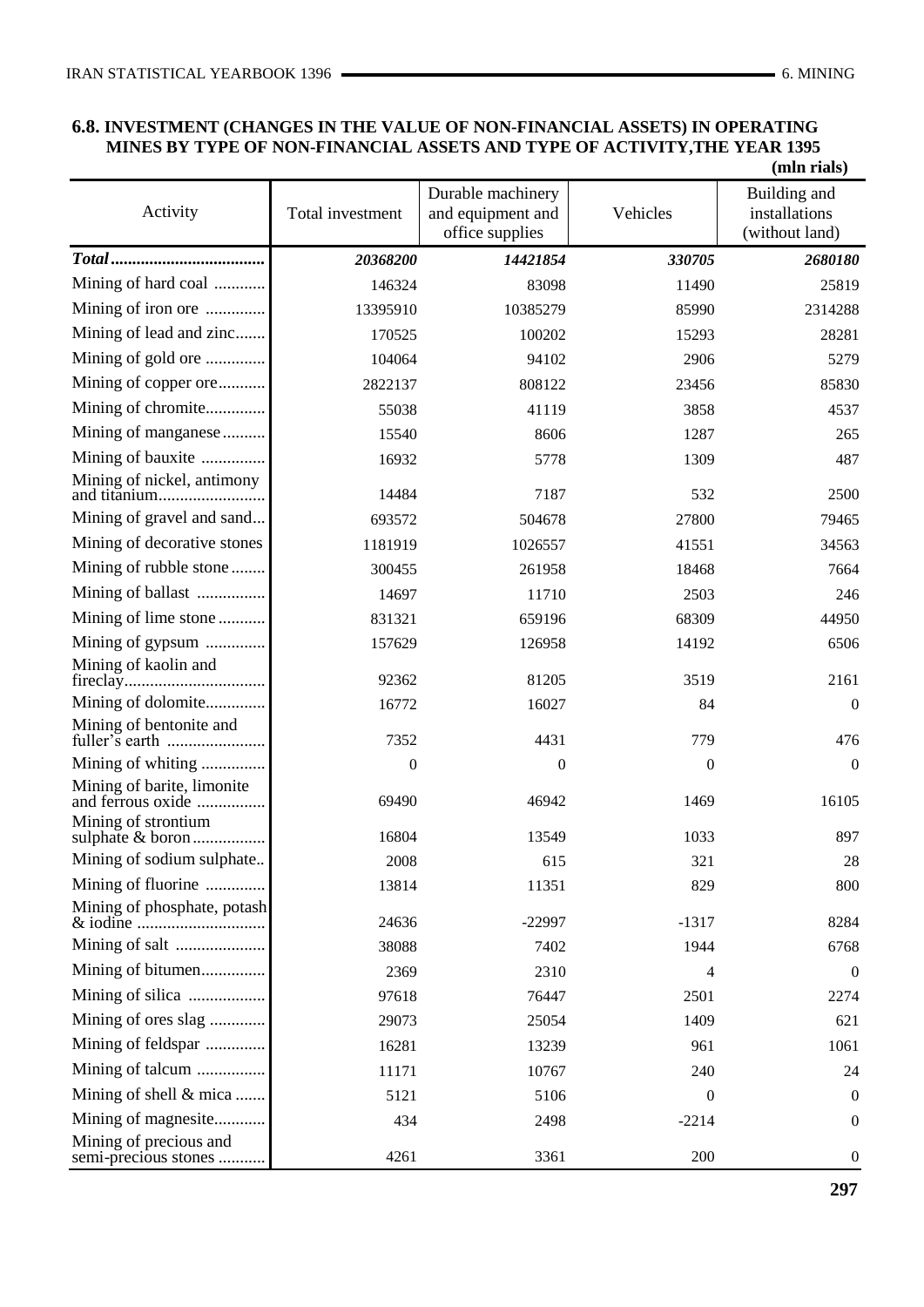### 6.8. INVESTMENT (CHANGES IN THE VALUE OF NON-FINANCIAL ASSETS) IN OPERATING MINES BY TYPE OF NON-FINANCIAL ASSETS AND TYPE OF ACTIVITY,THE YEAR 1395

**(mln rials)**

| Activity | Total investment | Durable machinery and equipment and office supplies | Vehicles | Building and installations (without land) |
|---|---|---|---|---|
| ***Total*** | ***20368200*** | ***14421854*** | ***330705*** | ***2680180*** |
| Mining of hard coal | 146324 | 83098 | 11490 | 25819 |
| Mining of iron ore | 13395910 | 10385279 | 85990 | 2314288 |
| Mining of lead and zinc | 170525 | 100202 | 15293 | 28281 |
| Mining of gold ore | 104064 | 94102 | 2906 | 5279 |
| Mining of copper ore | 2822137 | 808122 | 23456 | 85830 |
| Mining of chromite | 55038 | 41119 | 3858 | 4537 |
| Mining of manganese | 15540 | 8606 | 1287 | 265 |
| Mining of bauxite | 16932 | 5778 | 1309 | 487 |
| Mining of nickel, antimony and titanium | 14484 | 7187 | 532 | 2500 |
| Mining of gravel and sand | 693572 | 504678 | 27800 | 79465 |
| Mining of decorative stones | 1181919 | 1026557 | 41551 | 34563 |
| Mining of rubble stone | 300455 | 261958 | 18468 | 7664 |
| Mining of ballast | 14697 | 11710 | 2503 | 246 |
| Mining of lime stone | 831321 | 659196 | 68309 | 44950 |
| Mining of gypsum | 157629 | 126958 | 14192 | 6506 |
| Mining of kaolin and fireclay | 92362 | 81205 | 3519 | 2161 |
| Mining of dolomite | 16772 | 16027 | 84 | 0 |
| Mining of bentonite and fuller's earth | 7352 | 4431 | 779 | 476 |
| Mining of whiting | 0 | 0 | 0 | 0 |
| Mining of barite, limonite and ferrous oxide | 69490 | 46942 | 1469 | 16105 |
| Mining of strontium sulphate & boron | 16804 | 13549 | 1033 | 897 |
| Mining of sodium sulphate | 2008 | 615 | 321 | 28 |
| Mining of fluorine | 13814 | 11351 | 829 | 800 |
| Mining of phosphate, potash & iodine | 24636 | -22997 | -1317 | 8284 |
| Mining of salt | 38088 | 7402 | 1944 | 6768 |
| Mining of bitumen | 2369 | 2310 | 4 | 0 |
| Mining of silica | 97618 | 76447 | 2501 | 2274 |
| Mining of ores slag | 29073 | 25054 | 1409 | 621 |
| Mining of feldspar | 16281 | 13239 | 961 | 1061 |
| Mining of talcum | 11171 | 10767 | 240 | 24 |
| Mining of shell & mica | 5121 | 5106 | 0 | 0 |
| Mining of magnesite | 434 | 2498 | -2214 | 0 |
| Mining of precious and semi-precious stones | 4261 | 3361 | 200 | 0 |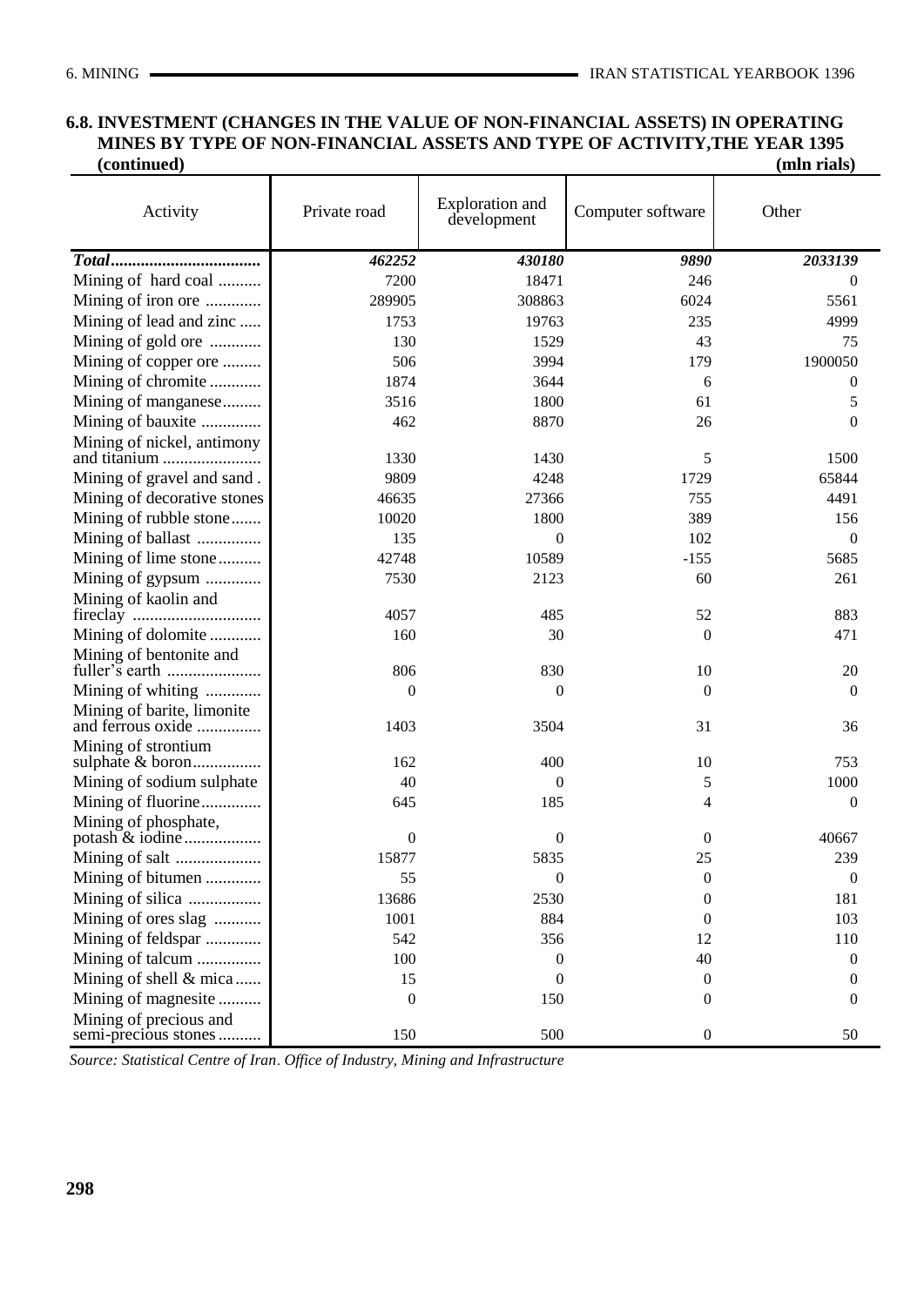**6.8. INVESTMENT (CHANGES IN THE VALUE OF NON-FINANCIAL ASSETS) IN OPERATING MINES BY TYPE OF NON-FINANCIAL ASSETS AND TYPE OF ACTIVITY,THE YEAR 1395 (continued)**

(mln rials)

| Activity | Private road | Exploration and development | Computer software | Other |
|---|---|---|---|---|
| ***Total*** | ***462252*** | ***430180*** | ***9890*** | ***2033139*** |
| Mining of hard coal | 7200 | 18471 | 246 | 0 |
| Mining of iron ore | 289905 | 308863 | 6024 | 5561 |
| Mining of lead and zinc | 1753 | 19763 | 235 | 4999 |
| Mining of gold ore | 130 | 1529 | 43 | 75 |
| Mining of copper ore | 506 | 3994 | 179 | 1900050 |
| Mining of chromite | 1874 | 3644 | 6 | 0 |
| Mining of manganese | 3516 | 1800 | 61 | 5 |
| Mining of bauxite | 462 | 8870 | 26 | 0 |
| Mining of nickel, antimony and titanium | 1330 | 1430 | 5 | 1500 |
| Mining of gravel and sand | 9809 | 4248 | 1729 | 65844 |
| Mining of decorative stones | 46635 | 27366 | 755 | 4491 |
| Mining of rubble stone | 10020 | 1800 | 389 | 156 |
| Mining of ballast | 135 | 0 | 102 | 0 |
| Mining of lime stone | 42748 | 10589 | -155 | 5685 |
| Mining of gypsum | 7530 | 2123 | 60 | 261 |
| Mining of kaolin and fireclay | 4057 | 485 | 52 | 883 |
| Mining of dolomite | 160 | 30 | 0 | 471 |
| Mining of bentonite and fuller's earth | 806 | 830 | 10 | 20 |
| Mining of whiting | 0 | 0 | 0 | 0 |
| Mining of barite, limonite and ferrous oxide | 1403 | 3504 | 31 | 36 |
| Mining of strontium sulphate & boron | 162 | 400 | 10 | 753 |
| Mining of sodium sulphate | 40 | 0 | 5 | 1000 |
| Mining of fluorine | 645 | 185 | 4 | 0 |
| Mining of phosphate, potash & iodine | 0 | 0 | 0 | 40667 |
| Mining of salt | 15877 | 5835 | 25 | 239 |
| Mining of bitumen | 55 | 0 | 0 | 0 |
| Mining of silica | 13686 | 2530 | 0 | 181 |
| Mining of ores slag | 1001 | 884 | 0 | 103 |
| Mining of feldspar | 542 | 356 | 12 | 110 |
| Mining of talcum | 100 | 0 | 40 | 0 |
| Mining of shell & mica | 15 | 0 | 0 | 0 |
| Mining of magnesite | 0 | 150 | 0 | 0 |
| Mining of precious and semi-precious stones | 150 | 500 | 0 | 50 |

*Source: Statistical Centre of Iran. Office of Industry, Mining and Infrastructure*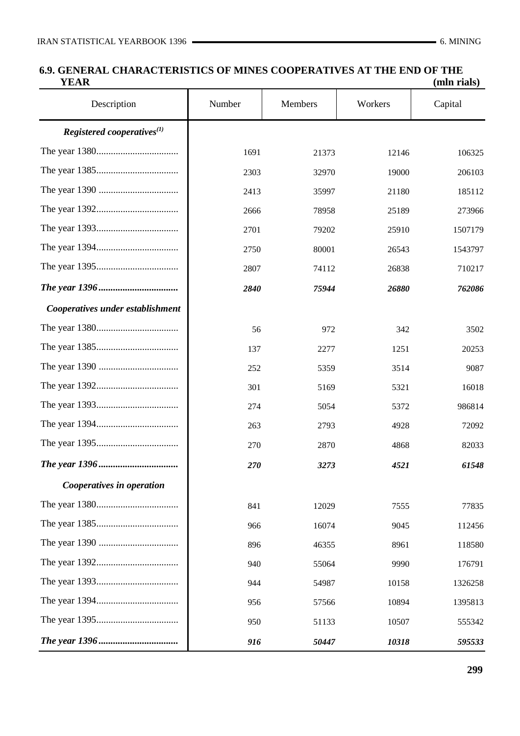## 6.9. GENERAL CHARACTERISTICS OF MINES COOPERATIVES AT THE END OF THE YEAR

(mln rials)

| Description | Number | Members | Workers | Capital |
|---|---|---|---|---|
| ***Registered cooperatives***[1] | | | | |
| The year 1380.................................. | 1691 | 21373 | 12146 | 106325 |
| The year 1385.................................. | 2303 | 32970 | 19000 | 206103 |
| The year 1390 ................................. | 2413 | 35997 | 21180 | 185112 |
| The year 1392.................................. | 2666 | 78958 | 25189 | 273966 |
| The year 1393.................................. | 2701 | 79202 | 25910 | 1507179 |
| The year 1394.................................. | 2750 | 80001 | 26543 | 1543797 |
| The year 1395.................................. | 2807 | 74112 | 26838 | 710217 |
| ***The year 1396.................................*** | ***2840*** | ***75944*** | ***26880*** | ***762086*** |
| ***Cooperatives under establishment*** | | | | |
| The year 1380.................................. | 56 | 972 | 342 | 3502 |
| The year 1385.................................. | 137 | 2277 | 1251 | 20253 |
| The year 1390 ................................. | 252 | 5359 | 3514 | 9087 |
| The year 1392.................................. | 301 | 5169 | 5321 | 16018 |
| The year 1393.................................. | 274 | 5054 | 5372 | 986814 |
| The year 1394.................................. | 263 | 2793 | 4928 | 72092 |
| The year 1395.................................. | 270 | 2870 | 4868 | 82033 |
| ***The year 1396.................................*** | ***270*** | ***3273*** | ***4521*** | ***61548*** |
| ***Cooperatives in operation*** | | | | |
| The year 1380.................................. | 841 | 12029 | 7555 | 77835 |
| The year 1385.................................. | 966 | 16074 | 9045 | 112456 |
| The year 1390 ................................. | 896 | 46355 | 8961 | 118580 |
| The year 1392.................................. | 940 | 55064 | 9990 | 176791 |
| The year 1393.................................. | 944 | 54987 | 10158 | 1326258 |
| The year 1394.................................. | 956 | 57566 | 10894 | 1395813 |
| The year 1395.................................. | 950 | 51133 | 10507 | 555342 |
| ***The year 1396.................................*** | ***916*** | ***50447*** | ***10318*** | ***595533*** |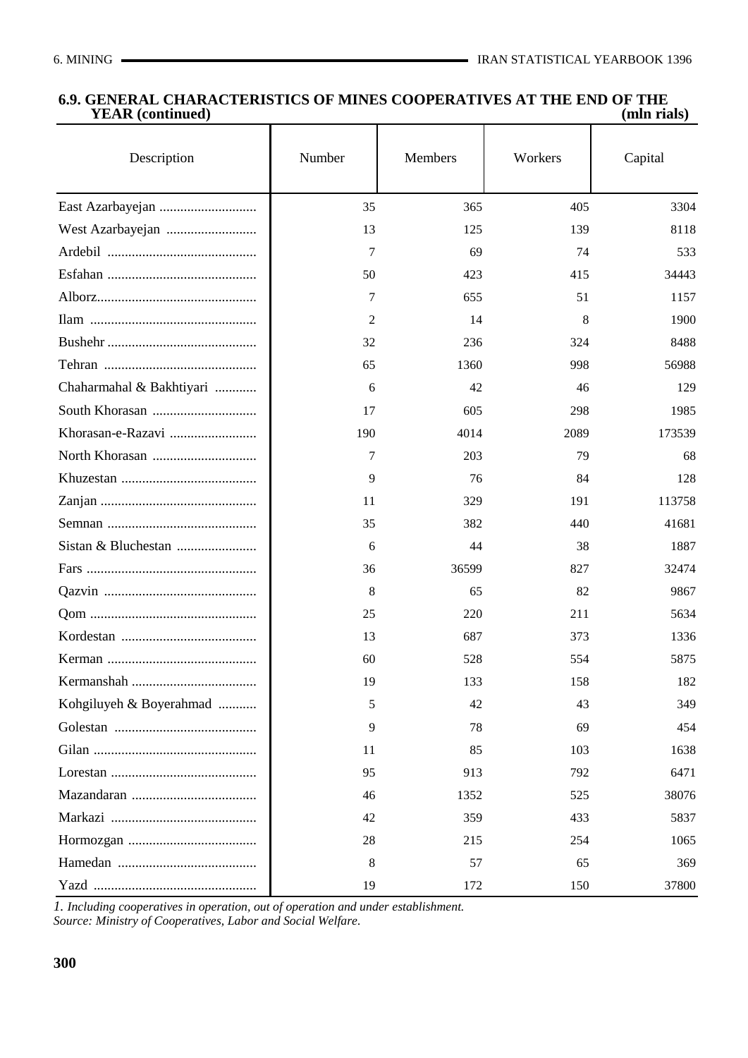## 6.9. GENERAL CHARACTERISTICS OF MINES COOPERATIVES AT THE END OF THE YEAR (continued)

(mln rials)

| Description | Number | Members | Workers | Capital |
|---|---|---|---|---|
| East Azarbayejan | 35 | 365 | 405 | 3304 |
| West Azarbayejan | 13 | 125 | 139 | 8118 |
| Ardebil | 7 | 69 | 74 | 533 |
| Esfahan | 50 | 423 | 415 | 34443 |
| Alborz | 7 | 655 | 51 | 1157 |
| Ilam | 2 | 14 | 8 | 1900 |
| Bushehr | 32 | 236 | 324 | 8488 |
| Tehran | 65 | 1360 | 998 | 56988 |
| Chaharmahal & Bakhtiyari | 6 | 42 | 46 | 129 |
| South Khorasan | 17 | 605 | 298 | 1985 |
| Khorasan-e-Razavi | 190 | 4014 | 2089 | 173539 |
| North Khorasan | 7 | 203 | 79 | 68 |
| Khuzestan | 9 | 76 | 84 | 128 |
| Zanjan | 11 | 329 | 191 | 113758 |
| Semnan | 35 | 382 | 440 | 41681 |
| Sistan & Bluchestan | 6 | 44 | 38 | 1887 |
| Fars | 36 | 36599 | 827 | 32474 |
| Qazvin | 8 | 65 | 82 | 9867 |
| Qom | 25 | 220 | 211 | 5634 |
| Kordestan | 13 | 687 | 373 | 1336 |
| Kerman | 60 | 528 | 554 | 5875 |
| Kermanshah | 19 | 133 | 158 | 182 |
| Kohgiluyeh & Boyerahmad | 5 | 42 | 43 | 349 |
| Golestan | 9 | 78 | 69 | 454 |
| Gilan | 11 | 85 | 103 | 1638 |
| Lorestan | 95 | 913 | 792 | 6471 |
| Mazandaran | 46 | 1352 | 525 | 38076 |
| Markazi | 42 | 359 | 433 | 5837 |
| Hormozgan | 28 | 215 | 254 | 1065 |
| Hamedan | 8 | 57 | 65 | 369 |
| Yazd | 19 | 172 | 150 | 37800 |

*1. Including cooperatives in operation, out of operation and under establishment.*

*Source: Ministry of Cooperatives, Labor and Social Welfare.*